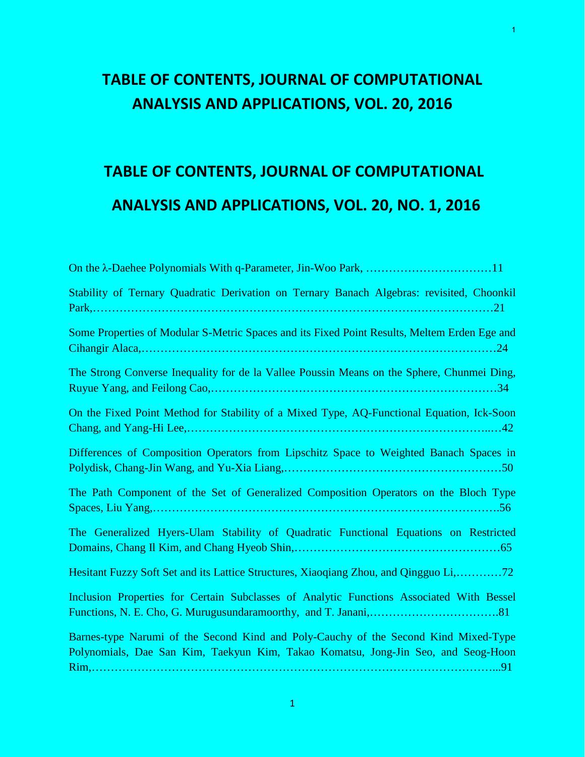# TABLE OF CONTENTS, JOURNAL OF COMPUTATIONAL ANALYSIS AND APPLICATIONS, VOL. 20, 2016

# TABLE OF CONTENTS, JOURNAL OF COMPUTATIONAL ANALYSIS AND APPLICATIONS, VOL. 20, NO. 1, 2016

On the λ-Daehee Polynomials With q-Parameter, Jin-Woo Park, ……………………………11

Stability of Ternary Quadratic Derivation on Ternary Banach Algebras: revisited, Choonkil Park,………………………………………………………………………………………………21

Some Properties of Modular S-Metric Spaces and its Fixed Point Results, Meltem Erden Ege and Cihangir Alaca,………………………………………………………………………………24

The Strong Converse Inequality for de la Vallee Poussin Means on the Sphere, Chunmei Ding, Ruyue Yang, and Feilong Cao,…………………………………………………………………34

On the Fixed Point Method for Stability of a Mixed Type, AQ-Functional Equation, Ick-Soon Chang, and Yang-Hi Lee,……………………………………………………………………..…42

Differences of Composition Operators from Lipschitz Space to Weighted Banach Spaces in Polydisk, Chang-Jin Wang, and Yu-Xia Liang,…………………………………………………50

The Path Component of the Set of Generalized Composition Operators on the Bloch Type Spaces, Liu Yang,……………………………………………………………………………….56

The Generalized Hyers-Ulam Stability of Quadratic Functional Equations on Restricted Domains, Chang Il Kim, and Chang Hyeob Shin,………………………………………………65

Hesitant Fuzzy Soft Set and its Lattice Structures, Xiaoqiang Zhou, and Qingguo Li,…………72

Inclusion Properties for Certain Subclasses of Analytic Functions Associated With Bessel Functions, N. E. Cho, G. Murugusundaramoorthy, and T. Janani,…………………………….81

Barnes-type Narumi of the Second Kind and Poly-Cauchy of the Second Kind Mixed-Type Polynomials, Dae San Kim, Taekyun Kim, Takao Komatsu, Jong-Jin Seo, and Seog-Hoon Rim,…………………………………………………………………………………………...91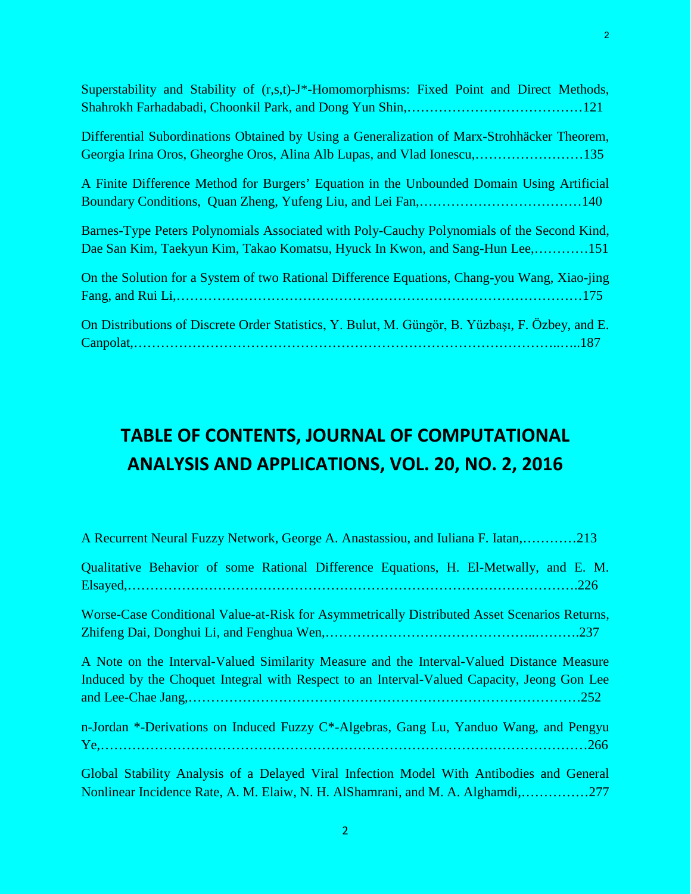Superstability and Stability of (r,s,t)-J*-Homomorphisms: Fixed Point and Direct Methods, Shahrokh Farhadabadi, Choonkil Park, and Dong Yun Shin,…………………………………121

Differential Subordinations Obtained by Using a Generalization of Marx-Strohhäcker Theorem, Georgia Irina Oros, Gheorghe Oros, Alina Alb Lupas, and Vlad Ionescu,……………………135

A Finite Difference Method for Burgers' Equation in the Unbounded Domain Using Artificial Boundary Conditions, Quan Zheng, Yufeng Liu, and Lei Fan,………………………………140

Barnes-Type Peters Polynomials Associated with Poly-Cauchy Polynomials of the Second Kind, Dae San Kim, Taekyun Kim, Takao Komatsu, Hyuck In Kwon, and Sang-Hun Lee,…………151

On the Solution for a System of two Rational Difference Equations, Chang-you Wang, Xiao-jing Fang, and Rui Li,……………………………………………………………………………175

On Distributions of Discrete Order Statistics, Y. Bulut, M. Güngör, B. Yüzbaşı, F. Özbey, and E. Canpolat,…………………………………………………………………………………..…..187

# TABLE OF CONTENTS, JOURNAL OF COMPUTATIONAL ANALYSIS AND APPLICATIONS, VOL. 20, NO. 2, 2016

A Recurrent Neural Fuzzy Network, George A. Anastassiou, and Iuliana F. Iatan,…………213

Qualitative Behavior of some Rational Difference Equations, H. El-Metwally, and E. M. Elsayed,…………………………………………………………………………………….226

Worse-Case Conditional Value-at-Risk for Asymmetrically Distributed Asset Scenarios Returns, Zhifeng Dai, Donghui Li, and Fenghua Wen,……………………………………..……….237

A Note on the Interval-Valued Similarity Measure and the Interval-Valued Distance Measure Induced by the Choquet Integral with Respect to an Interval-Valued Capacity, Jeong Gon Lee and Lee-Chae Jang,…………………………………………………………………………252

n-Jordan *-Derivations on Induced Fuzzy C*-Algebras, Gang Lu, Yanduo Wang, and Pengyu Ye,…………………………………………………………………………………………266

Global Stability Analysis of a Delayed Viral Infection Model With Antibodies and General Nonlinear Incidence Rate, A. M. Elaiw, N. H. AlShamrani, and M. A. Alghamdi,……………277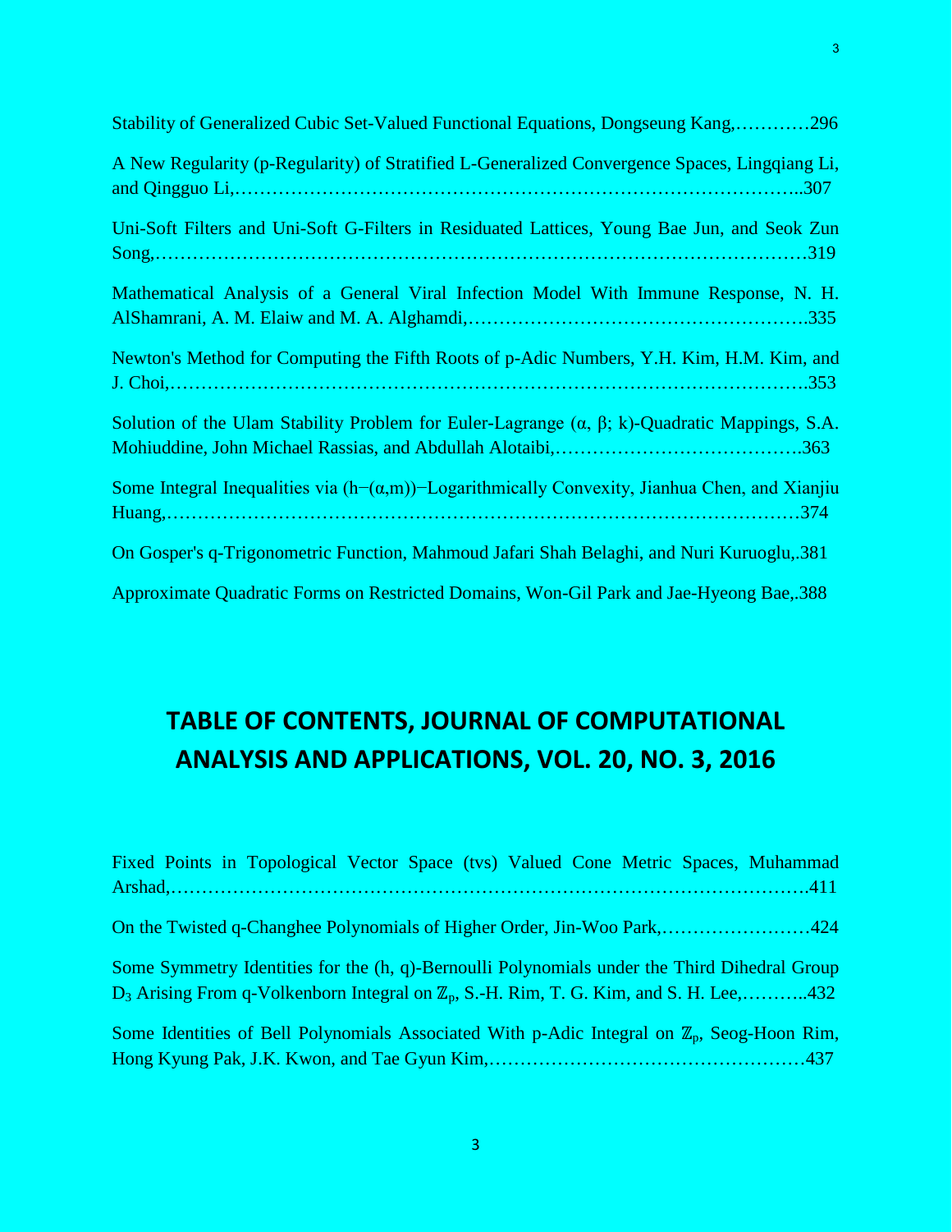Stability of Generalized Cubic Set-Valued Functional Equations, Dongseung Kang,…………296

A New Regularity (p-Regularity) of Stratified L-Generalized Convergence Spaces, Lingqiang Li, and Qingguo Li,……………………………………………………………………………..307

Uni-Soft Filters and Uni-Soft G-Filters in Residuated Lattices, Young Bae Jun, and Seok Zun Song,…………………………………………………………………………………………319

Mathematical Analysis of a General Viral Infection Model With Immune Response, N. H. AlShamrani, A. M. Elaiw and M. A. Alghamdi,……………………………………………….335

Newton's Method for Computing the Fifth Roots of p-Adic Numbers, Y.H. Kim, H.M. Kim, and J. Choi,……………………………………………………………………………………….353

Solution of the Ulam Stability Problem for Euler-Lagrange (α, β; k)-Quadratic Mappings, S.A. Mohiuddine, John Michael Rassias, and Abdullah Alotaibi,………………………………….363

Some Integral Inequalities via (h−(α,m))−Logarithmically Convexity, Jianhua Chen, and Xianjiu Huang,………………………………………………………………………………………374

On Gosper's q-Trigonometric Function, Mahmoud Jafari Shah Belaghi, and Nuri Kuruoglu,.381

Approximate Quadratic Forms on Restricted Domains, Won-Gil Park and Jae-Hyeong Bae,.388

# TABLE OF CONTENTS, JOURNAL OF COMPUTATIONAL ANALYSIS AND APPLICATIONS, VOL. 20, NO. 3, 2016

Fixed Points in Topological Vector Space (tvs) Valued Cone Metric Spaces, Muhammad Arshad,……………………………………………………………………………………….411

On the Twisted q-Changhee Polynomials of Higher Order, Jin-Woo Park,……………………424

Some Symmetry Identities for the (h, q)-Bernoulli Polynomials under the Third Dihedral Group $D_3$ Arising From q-Volkenborn Integral on $\mathbb{Z}_p$, S.-H. Rim, T. G. Kim, and S. H. Lee,………..432

Some Identities of Bell Polynomials Associated With p-Adic Integral on $\mathbb{Z}_p$, Seog-Hoon Rim, Hong Kyung Pak, J.K. Kwon, and Tae Gyun Kim,……………………………………………437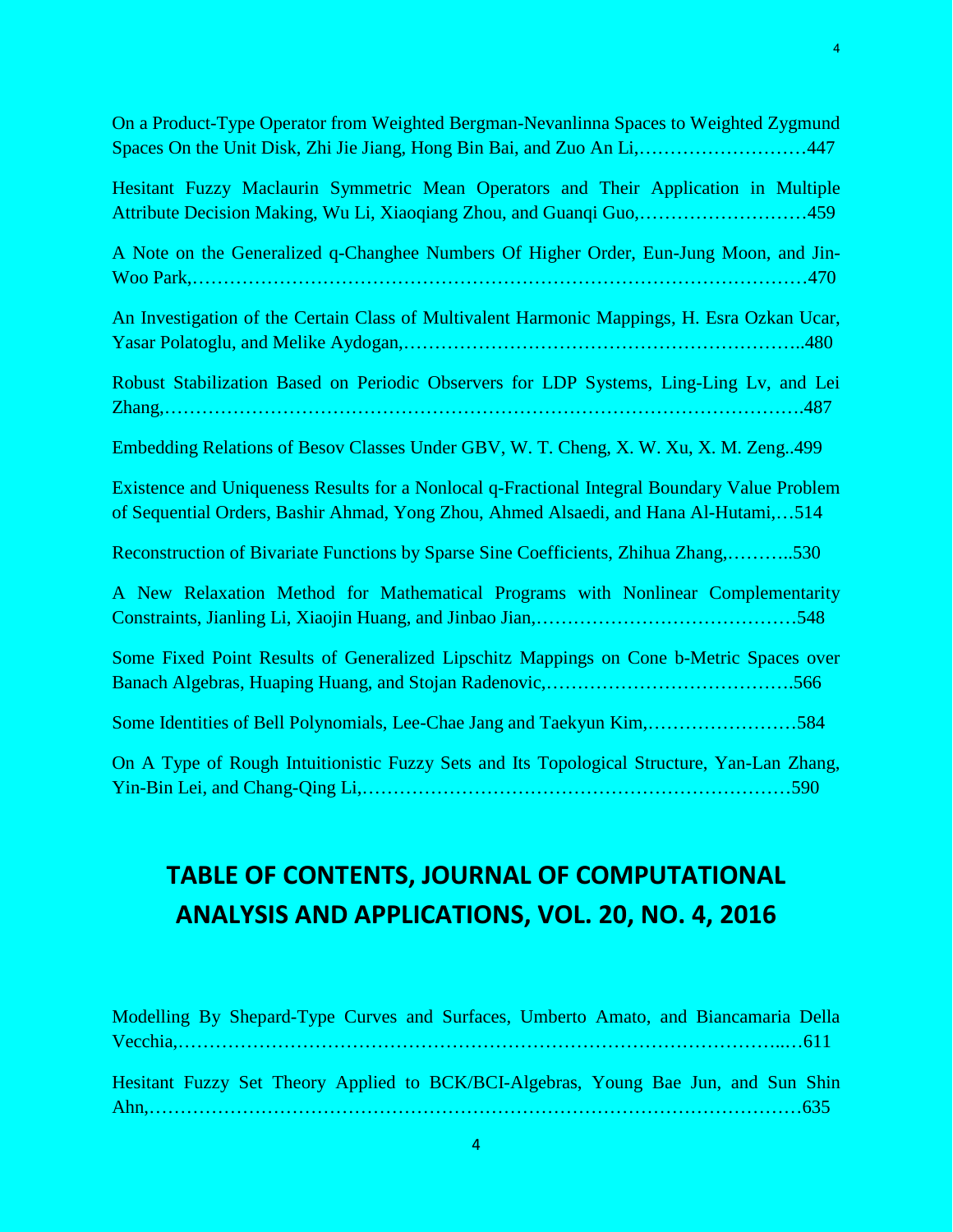On a Product-Type Operator from Weighted Bergman-Nevanlinna Spaces to Weighted Zygmund Spaces On the Unit Disk, Zhi Jie Jiang, Hong Bin Bai, and Zuo An Li,………………………447

Hesitant Fuzzy Maclaurin Symmetric Mean Operators and Their Application in Multiple Attribute Decision Making, Wu Li, Xiaoqiang Zhou, and Guanqi Guo,………………………459

A Note on the Generalized q-Changhee Numbers Of Higher Order, Eun-Jung Moon, and Jin-Woo Park,……………………………………………………………………………………470

An Investigation of the Certain Class of Multivalent Harmonic Mappings, H. Esra Ozkan Ucar, Yasar Polatoglu, and Melike Aydogan,…………………………………………………………..480

Robust Stabilization Based on Periodic Observers for LDP Systems, Ling-Ling Lv, and Lei Zhang,……………………………………………………………………………………….487

Embedding Relations of Besov Classes Under GBV, W. T. Cheng, X. W. Xu, X. M. Zeng..499

Existence and Uniqueness Results for a Nonlocal q-Fractional Integral Boundary Value Problem of Sequential Orders, Bashir Ahmad, Yong Zhou, Ahmed Alsaedi, and Hana Al-Hutami,…514

Reconstruction of Bivariate Functions by Sparse Sine Coefficients, Zhihua Zhang,………..530

A New Relaxation Method for Mathematical Programs with Nonlinear Complementarity Constraints, Jianling Li, Xiaojin Huang, and Jinbao Jian,……………………………………548

Some Fixed Point Results of Generalized Lipschitz Mappings on Cone b-Metric Spaces over Banach Algebras, Huaping Huang, and Stojan Radenovic,………………………………….566

Some Identities of Bell Polynomials, Lee-Chae Jang and Taekyun Kim,……………………584

On A Type of Rough Intuitionistic Fuzzy Sets and Its Topological Structure, Yan-Lan Zhang, Yin-Bin Lei, and Chang-Qing Li,………………………………………………………………590

# TABLE OF CONTENTS, JOURNAL OF COMPUTATIONAL ANALYSIS AND APPLICATIONS, VOL. 20, NO. 4, 2016

Modelling By Shepard-Type Curves and Surfaces, Umberto Amato, and Biancamaria Della Vecchia,……………………………………………………………………………………..…611

Hesitant Fuzzy Set Theory Applied to BCK/BCI-Algebras, Young Bae Jun, and Sun Shin Ahn,……………………………………………………………………………………………635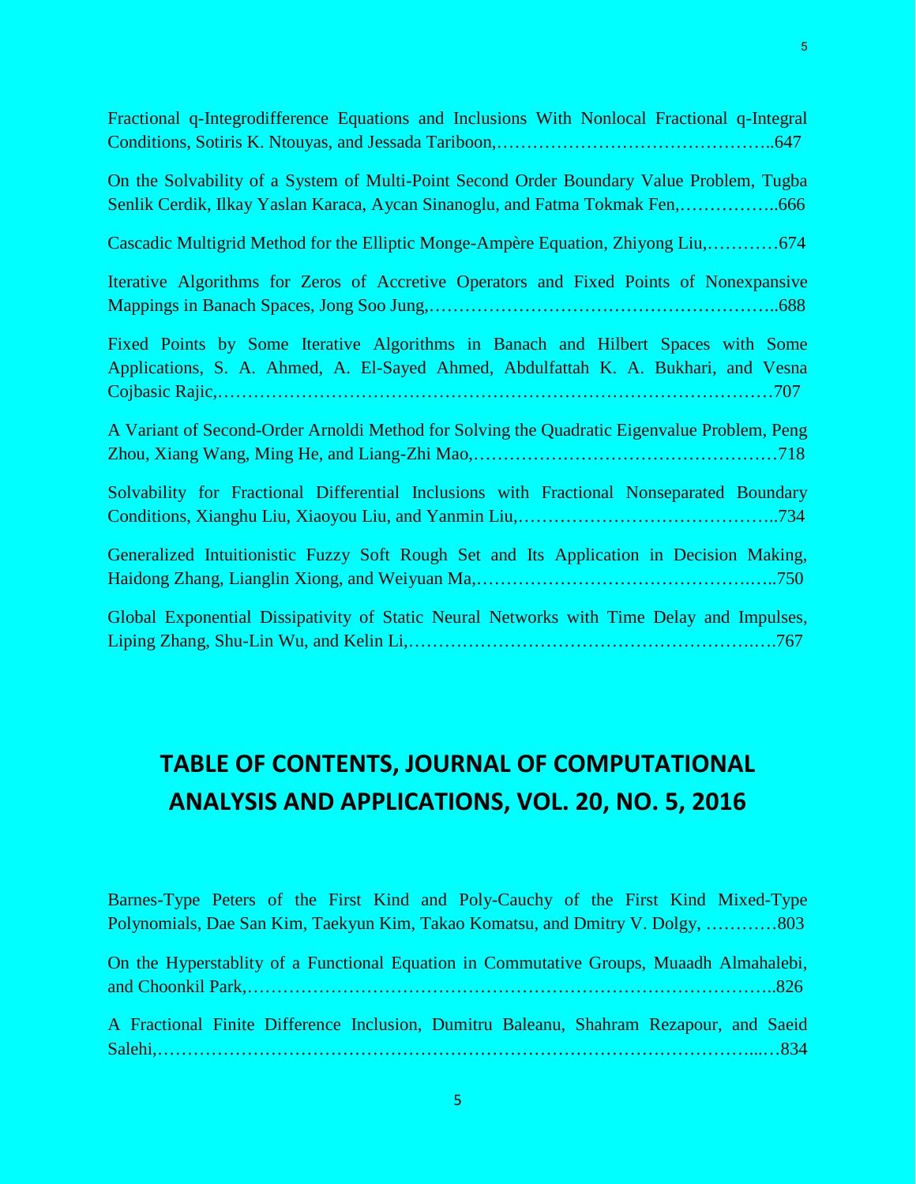Fractional q-Integrodifference Equations and Inclusions With Nonlocal Fractional q-Integral Conditions, Sotiris K. Ntouyas, and Jessada Tariboon,………………………………………..647

On the Solvability of a System of Multi-Point Second Order Boundary Value Problem, Tugba Senlik Cerdik, Ilkay Yaslan Karaca, Aycan Sinanoglu, and Fatma Tokmak Fen,……………..666

Cascadic Multigrid Method for the Elliptic Monge-Ampère Equation, Zhiyong Liu,…………674

Iterative Algorithms for Zeros of Accretive Operators and Fixed Points of Nonexpansive Mappings in Banach Spaces, Jong Soo Jung,…………………………………………………..688

Fixed Points by Some Iterative Algorithms in Banach and Hilbert Spaces with Some Applications, S. A. Ahmed, A. El-Sayed Ahmed, Abdulfattah K. A. Bukhari, and Vesna Cojbasic Rajic,………………………………………………………………………………707

A Variant of Second-Order Arnoldi Method for Solving the Quadratic Eigenvalue Problem, Peng Zhou, Xiang Wang, Ming He, and Liang-Zhi Mao,……………………………………………718

Solvability for Fractional Differential Inclusions with Fractional Nonseparated Boundary Conditions, Xianghu Liu, Xiaoyou Liu, and Yanmin Liu,……………………………………..734

Generalized Intuitionistic Fuzzy Soft Rough Set and Its Application in Decision Making, Haidong Zhang, Lianglin Xiong, and Weiyuan Ma,……………………………………….…..750

Global Exponential Dissipativity of Static Neural Networks with Time Delay and Impulses, Liping Zhang, Shu-Lin Wu, and Kelin Li,…………………………………………………….…767

# TABLE OF CONTENTS, JOURNAL OF COMPUTATIONAL ANALYSIS AND APPLICATIONS, VOL. 20, NO. 5, 2016

Barnes-Type Peters of the First Kind and Poly-Cauchy of the First Kind Mixed-Type Polynomials, Dae San Kim, Taekyun Kim, Takao Komatsu, and Dmitry V. Dolgy, …………803

On the Hyperstablity of a Functional Equation in Commutative Groups, Muaadh Almahalebi, and Choonkil Park,……………………………………………………………………………..826

A Fractional Finite Difference Inclusion, Dumitru Baleanu, Shahram Rezapour, and Saeid Salehi,………………………………………………………………………………………...…834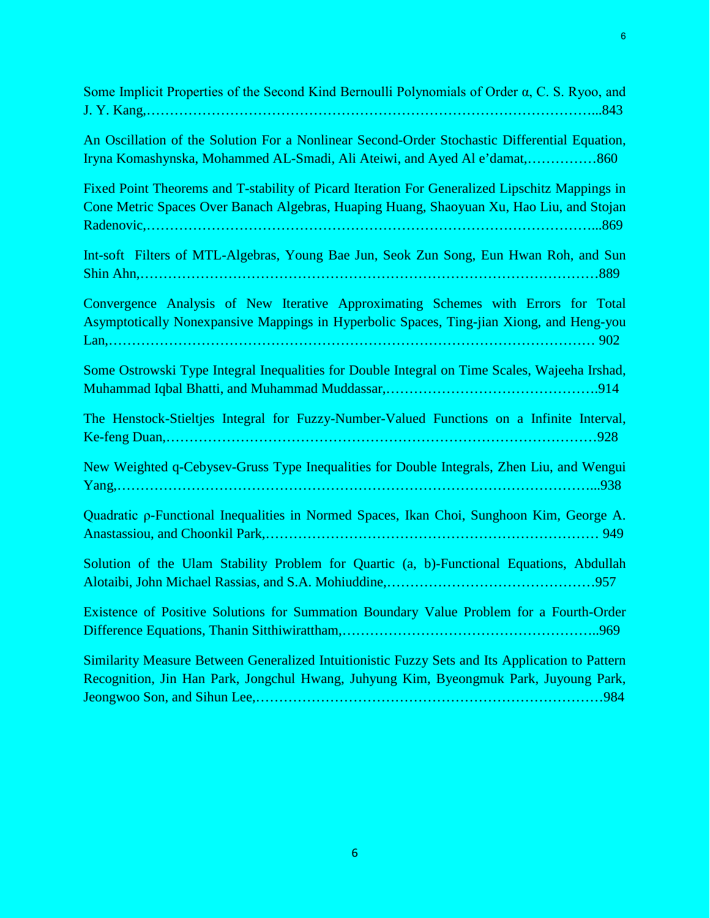Some Implicit Properties of the Second Kind Bernoulli Polynomials of Order α, C. S. Ryoo, and J. Y. Kang,……………………………………………………………………………………...843

An Oscillation of the Solution For a Nonlinear Second-Order Stochastic Differential Equation, Iryna Komashynska, Mohammed AL-Smadi, Ali Ateiwi, and Ayed Al e'damat,……………860

Fixed Point Theorems and T-stability of Picard Iteration For Generalized Lipschitz Mappings in Cone Metric Spaces Over Banach Algebras, Huaping Huang, Shaoyuan Xu, Hao Liu, and Stojan Radenovic,……………………………………………………………………………………...869

Int-soft Filters of MTL-Algebras, Young Bae Jun, Seok Zun Song, Eun Hwan Roh, and Sun Shin Ahn,………………………………………………………………………………………889

Convergence Analysis of New Iterative Approximating Schemes with Errors for Total Asymptotically Nonexpansive Mappings in Hyperbolic Spaces, Ting-jian Xiong, and Heng-you Lan,…………………………………………………………………………………………… 902

Some Ostrowski Type Integral Inequalities for Double Integral on Time Scales, Wajeeha Irshad, Muhammad Iqbal Bhatti, and Muhammad Muddassar,……………………………………….914

The Henstock-Stieltjes Integral for Fuzzy-Number-Valued Functions on a Infinite Interval, Ke-feng Duan,…………………………………………………………………………………928

New Weighted q-Cebysev-Gruss Type Inequalities for Double Integrals, Zhen Liu, and Wengui Yang,……………………………………………………………………………………………...938

Quadratic ρ-Functional Inequalities in Normed Spaces, Ikan Choi, Sunghoon Kim, George A. Anastassiou, and Choonkil Park,……………………………………………………………… 949

Solution of the Ulam Stability Problem for Quartic (a, b)-Functional Equations, Abdullah Alotaibi, John Michael Rassias, and S.A. Mohiuddine,………………………………………957

Existence of Positive Solutions for Summation Boundary Value Problem for a Fourth-Order Difference Equations, Thanin Sitthiwirattham,………………………………………………..969

Similarity Measure Between Generalized Intuitionistic Fuzzy Sets and Its Application to Pattern Recognition, Jin Han Park, Jongchul Hwang, Juhyung Kim, Byeongmuk Park, Juyoung Park, Jeongwoo Son, and Sihun Lee,…………………………………………………………………984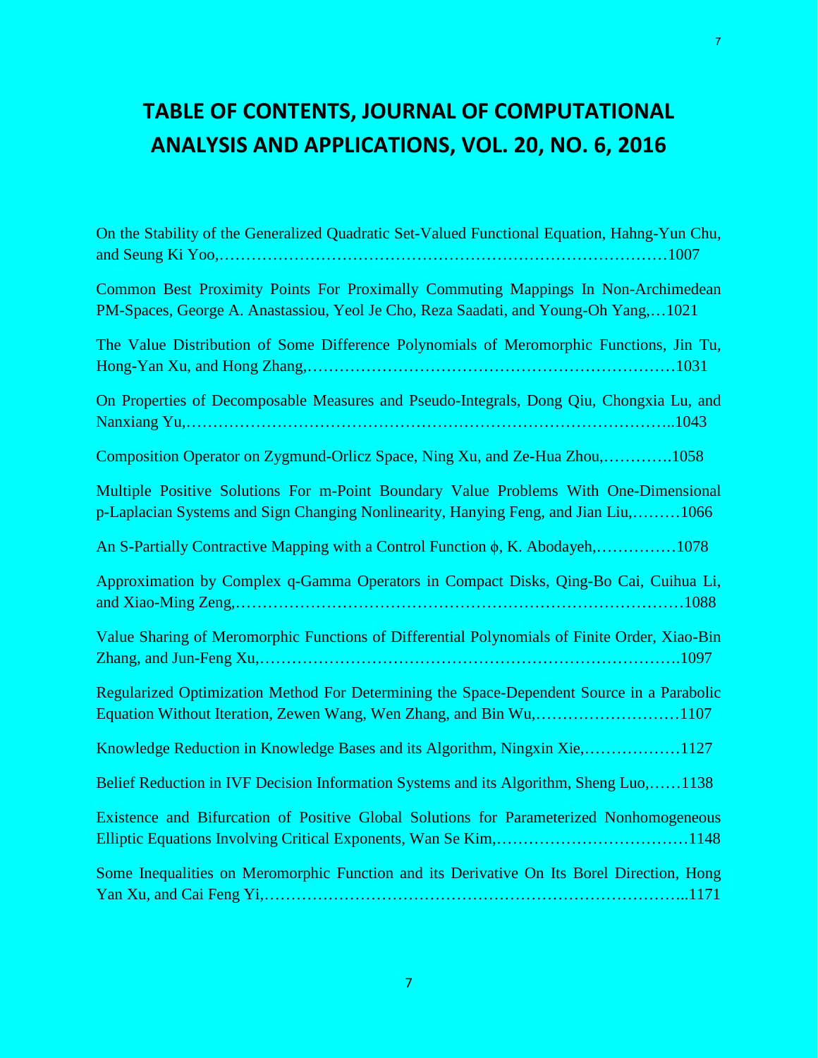# TABLE OF CONTENTS, JOURNAL OF COMPUTATIONAL ANALYSIS AND APPLICATIONS, VOL. 20, NO. 6, 2016

On the Stability of the Generalized Quadratic Set-Valued Functional Equation, Hahng-Yun Chu, and Seung Ki Yoo,…………………………………………………………………………1007

Common Best Proximity Points For Proximally Commuting Mappings In Non-Archimedean PM-Spaces, George A. Anastassiou, Yeol Je Cho, Reza Saadati, and Young-Oh Yang,…1021

The Value Distribution of Some Difference Polynomials of Meromorphic Functions, Jin Tu, Hong-Yan Xu, and Hong Zhang,……………………………………………………………1031

On Properties of Decomposable Measures and Pseudo-Integrals, Dong Qiu, Chongxia Lu, and Nanxiang Yu,……………………………………………………………………………..1043

Composition Operator on Zygmund-Orlicz Space, Ning Xu, and Ze-Hua Zhou,………….1058

Multiple Positive Solutions For m-Point Boundary Value Problems With One-Dimensional p-Laplacian Systems and Sign Changing Nonlinearity, Hanying Feng, and Jian Liu,………1066

An S-Partially Contractive Mapping with a Control Function $\phi$, K. Abodayeh,……………1078

Approximation by Complex q-Gamma Operators in Compact Disks, Qing-Bo Cai, Cuihua Li, and Xiao-Ming Zeng,…………………………………………………………………………1088

Value Sharing of Meromorphic Functions of Differential Polynomials of Finite Order, Xiao-Bin Zhang, and Jun-Feng Xu,…………………………………………………………………….1097

Regularized Optimization Method For Determining the Space-Dependent Source in a Parabolic Equation Without Iteration, Zewen Wang, Wen Zhang, and Bin Wu,………………………1107

Knowledge Reduction in Knowledge Bases and its Algorithm, Ningxin Xie,………………1127

Belief Reduction in IVF Decision Information Systems and its Algorithm, Sheng Luo,……1138

Existence and Bifurcation of Positive Global Solutions for Parameterized Nonhomogeneous Elliptic Equations Involving Critical Exponents, Wan Se Kim,………………………………1148

Some Inequalities on Meromorphic Function and its Derivative On Its Borel Direction, Hong Yan Xu, and Cai Feng Yi,…………………………………………………………………..1171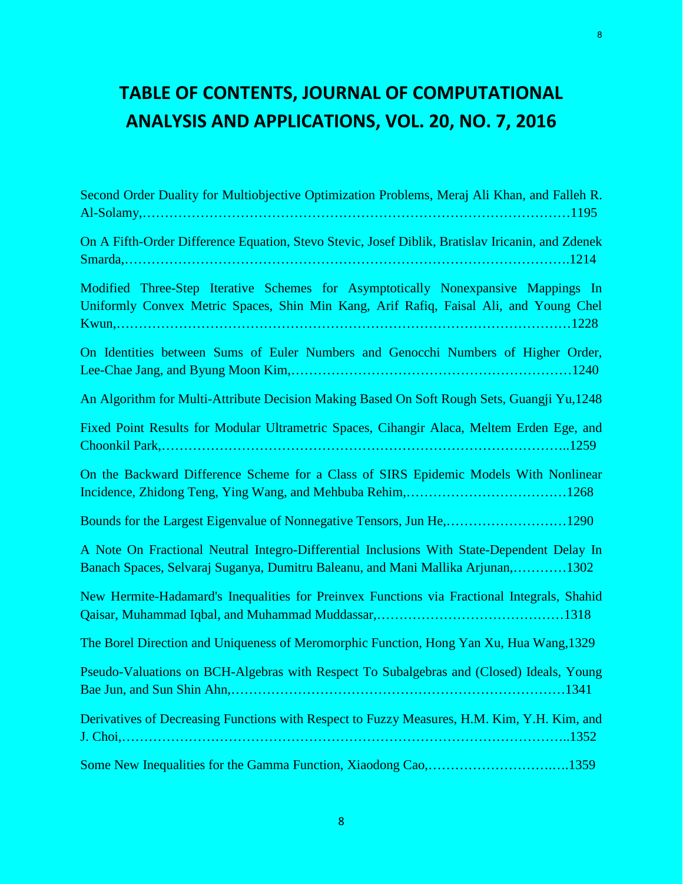# TABLE OF CONTENTS, JOURNAL OF COMPUTATIONAL ANALYSIS AND APPLICATIONS, VOL. 20, NO. 7, 2016

Second Order Duality for Multiobjective Optimization Problems, Meraj Ali Khan, and Falleh R. Al-Solamy,……………………………………………………………………………………1195

On A Fifth-Order Difference Equation, Stevo Stevic, Josef Diblik, Bratislav Iricanin, and Zdenek Smarda,…………………………………………………………………………………….1214

Modified Three-Step Iterative Schemes for Asymptotically Nonexpansive Mappings In Uniformly Convex Metric Spaces, Shin Min Kang, Arif Rafiq, Faisal Ali, and Young Chel Kwun,………………………………………………………………………………………1228

On Identities between Sums of Euler Numbers and Genocchi Numbers of Higher Order, Lee-Chae Jang, and Byung Moon Kim,………………………………………………………1240

An Algorithm for Multi-Attribute Decision Making Based On Soft Rough Sets, Guangji Yu,1248

Fixed Point Results for Modular Ultrametric Spaces, Cihangir Alaca, Meltem Erden Ege, and Choonkil Park,……………………………………………………………………………..1259

On the Backward Difference Scheme for a Class of SIRS Epidemic Models With Nonlinear Incidence, Zhidong Teng, Ying Wang, and Mehbuba Rehim,………………………………1268

Bounds for the Largest Eigenvalue of Nonnegative Tensors, Jun He,………………………1290

A Note On Fractional Neutral Integro-Differential Inclusions With State-Dependent Delay In Banach Spaces, Selvaraj Suganya, Dumitru Baleanu, and Mani Mallika Arjunan,…………1302

New Hermite-Hadamard's Inequalities for Preinvex Functions via Fractional Integrals, Shahid Qaisar, Muhammad Iqbal, and Muhammad Muddassar,……………………………………1318

The Borel Direction and Uniqueness of Meromorphic Function, Hong Yan Xu, Hua Wang,1329

Pseudo-Valuations on BCH-Algebras with Respect To Subalgebras and (Closed) Ideals, Young Bae Jun, and Sun Shin Ahn,…………………………………………………………………1341

Derivatives of Decreasing Functions with Respect to Fuzzy Measures, H.M. Kim, Y.H. Kim, and J. Choi,……………………………………………………………………………………..1352

Some New Inequalities for the Gamma Function, Xiaodong Cao,……………………….….1359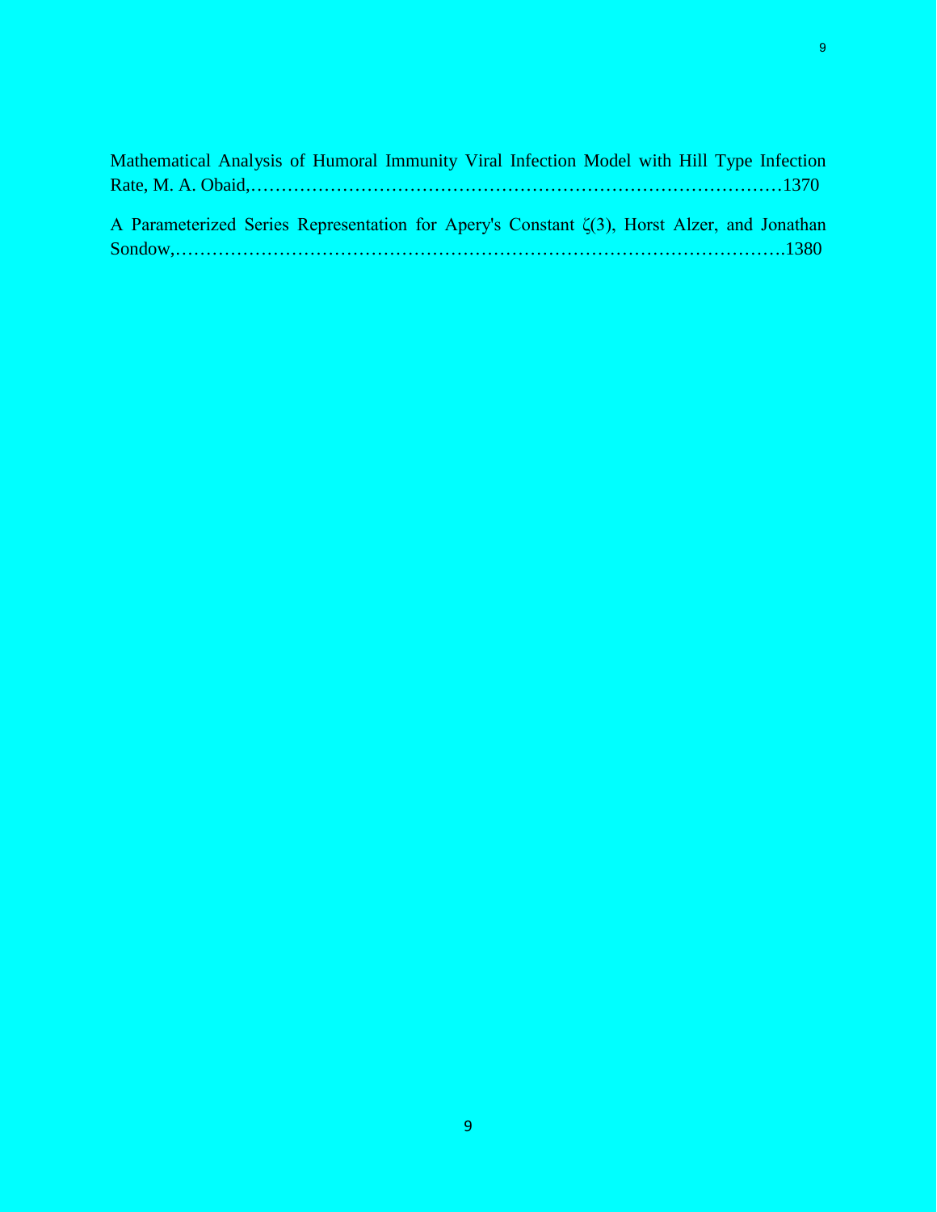Mathematical Analysis of Humoral Immunity Viral Infection Model with Hill Type Infection Rate, M. A. Obaid,………………………………………………………………………………1370

A Parameterized Series Representation for Apery's Constant $\zeta(3)$, Horst Alzer, and Jonathan Sondow,………………………………………………………………………………………1380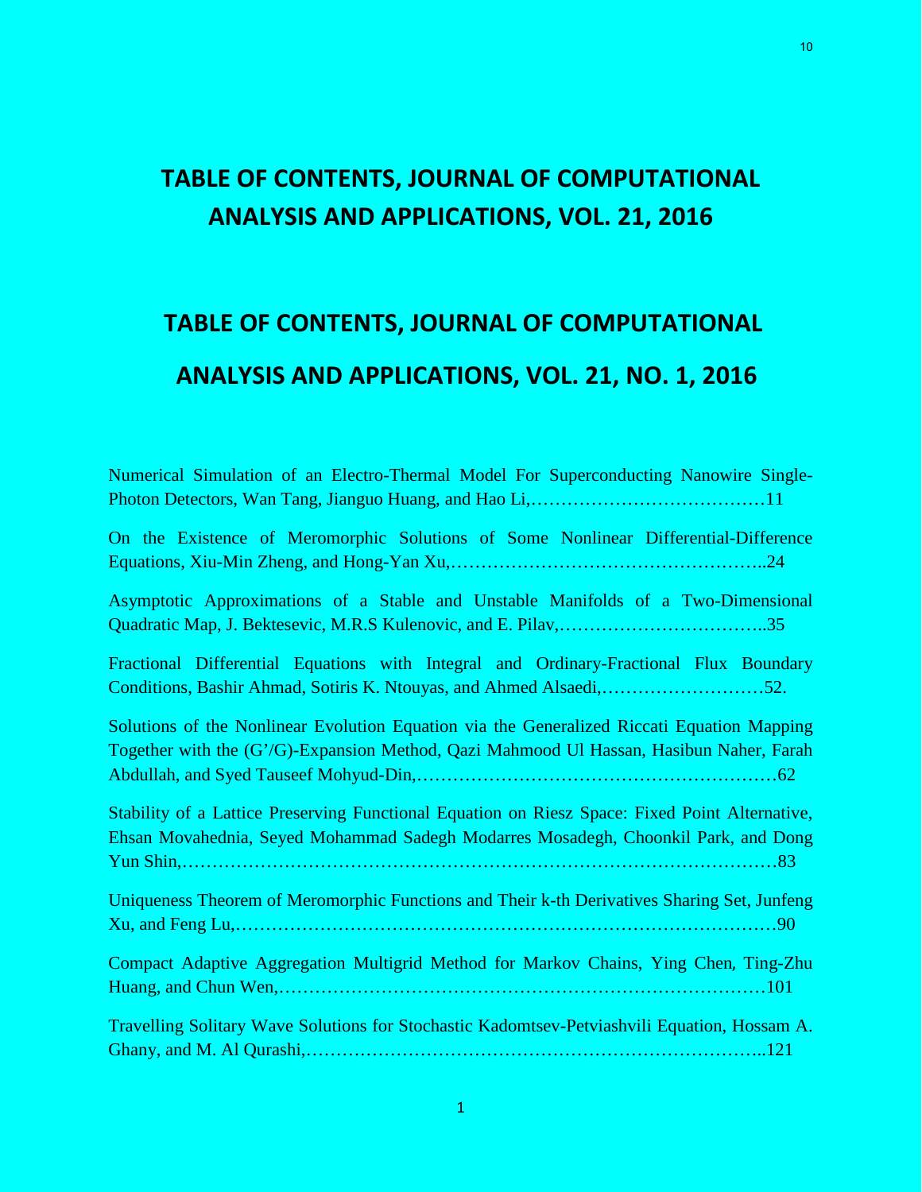# TABLE OF CONTENTS, JOURNAL OF COMPUTATIONAL ANALYSIS AND APPLICATIONS, VOL. 21, 2016

## TABLE OF CONTENTS, JOURNAL OF COMPUTATIONAL ANALYSIS AND APPLICATIONS, VOL. 21, NO. 1, 2016

Numerical Simulation of an Electro-Thermal Model For Superconducting Nanowire Single-Photon Detectors, Wan Tang, Jianguo Huang, and Hao Li,…………………………………11

On the Existence of Meromorphic Solutions of Some Nonlinear Differential-Difference Equations, Xiu-Min Zheng, and Hong-Yan Xu,……………………………………………..24

Asymptotic Approximations of a Stable and Unstable Manifolds of a Two-Dimensional Quadratic Map, J. Bektesevic, M.R.S Kulenovic, and E. Pilav,……………………………..35

Fractional Differential Equations with Integral and Ordinary-Fractional Flux Boundary Conditions, Bashir Ahmad, Sotiris K. Ntouyas, and Ahmed Alsaedi,………………………52.

Solutions of the Nonlinear Evolution Equation via the Generalized Riccati Equation Mapping Together with the (G'/G)-Expansion Method, Qazi Mahmood Ul Hassan, Hasibun Naher, Farah Abdullah, and Syed Tauseef Mohyud-Din,……………………………………………………62

Stability of a Lattice Preserving Functional Equation on Riesz Space: Fixed Point Alternative, Ehsan Movahednia, Seyed Mohammad Sadegh Modarres Mosadegh, Choonkil Park, and Dong Yun Shin,……………………………………………………………………………………83

Uniqueness Theorem of Meromorphic Functions and Their k-th Derivatives Sharing Set, Junfeng Xu, and Feng Lu,……………………………………………………………………………90

Compact Adaptive Aggregation Multigrid Method for Markov Chains, Ying Chen, Ting-Zhu Huang, and Chun Wen,………………………………………………………………………101

Travelling Solitary Wave Solutions for Stochastic Kadomtsev-Petviashvili Equation, Hossam A. Ghany, and M. Al Qurashi,………………………………………………………………..121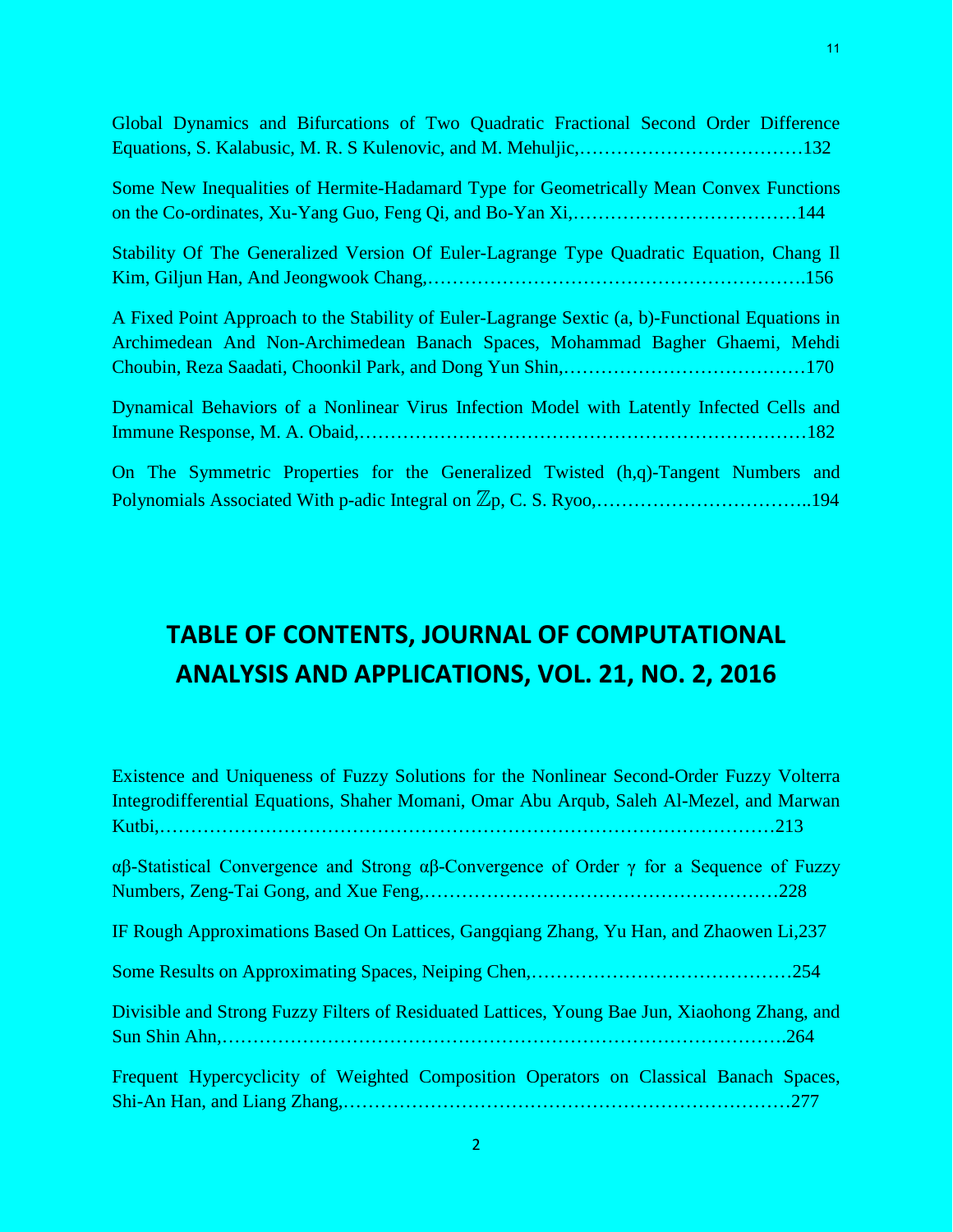Global Dynamics and Bifurcations of Two Quadratic Fractional Second Order Difference Equations, S. Kalabusic, M. R. S Kulenovic, and M. Mehuljic,………………………………132

Some New Inequalities of Hermite-Hadamard Type for Geometrically Mean Convex Functions on the Co-ordinates, Xu-Yang Guo, Feng Qi, and Bo-Yan Xi,………………………………144

Stability Of The Generalized Version Of Euler-Lagrange Type Quadratic Equation, Chang Il Kim, Giljun Han, And Jeongwook Chang,………………………………………………….156

A Fixed Point Approach to the Stability of Euler-Lagrange Sextic (a, b)-Functional Equations in Archimedean And Non-Archimedean Banach Spaces, Mohammad Bagher Ghaemi, Mehdi Choubin, Reza Saadati, Choonkil Park, and Dong Yun Shin,…………………………………170

Dynamical Behaviors of a Nonlinear Virus Infection Model with Latently Infected Cells and Immune Response, M. A. Obaid,……………………………………………………………182

On The Symmetric Properties for the Generalized Twisted (h,q)-Tangent Numbers and Polynomials Associated With p-adic Integral on $\mathbb{Z}$p, C. S. Ryoo,……………………………..194

# TABLE OF CONTENTS, JOURNAL OF COMPUTATIONAL ANALYSIS AND APPLICATIONS, VOL. 21, NO. 2, 2016

Existence and Uniqueness of Fuzzy Solutions for the Nonlinear Second-Order Fuzzy Volterra Integrodifferential Equations, Shaher Momani, Omar Abu Arqub, Saleh Al-Mezel, and Marwan Kutbi,………………………………………………………………………………………213

αβ-Statistical Convergence and Strong αβ-Convergence of Order γ for a Sequence of Fuzzy Numbers, Zeng-Tai Gong, and Xue Feng,…………………………………………………228

IF Rough Approximations Based On Lattices, Gangqiang Zhang, Yu Han, and Zhaowen Li,237

Some Results on Approximating Spaces, Neiping Chen,……………………………………254

Divisible and Strong Fuzzy Filters of Residuated Lattices, Young Bae Jun, Xiaohong Zhang, and Sun Shin Ahn,…………………………………………………………………………….264

Frequent Hypercyclicity of Weighted Composition Operators on Classical Banach Spaces, Shi-An Han, and Liang Zhang,……………………………………………………………277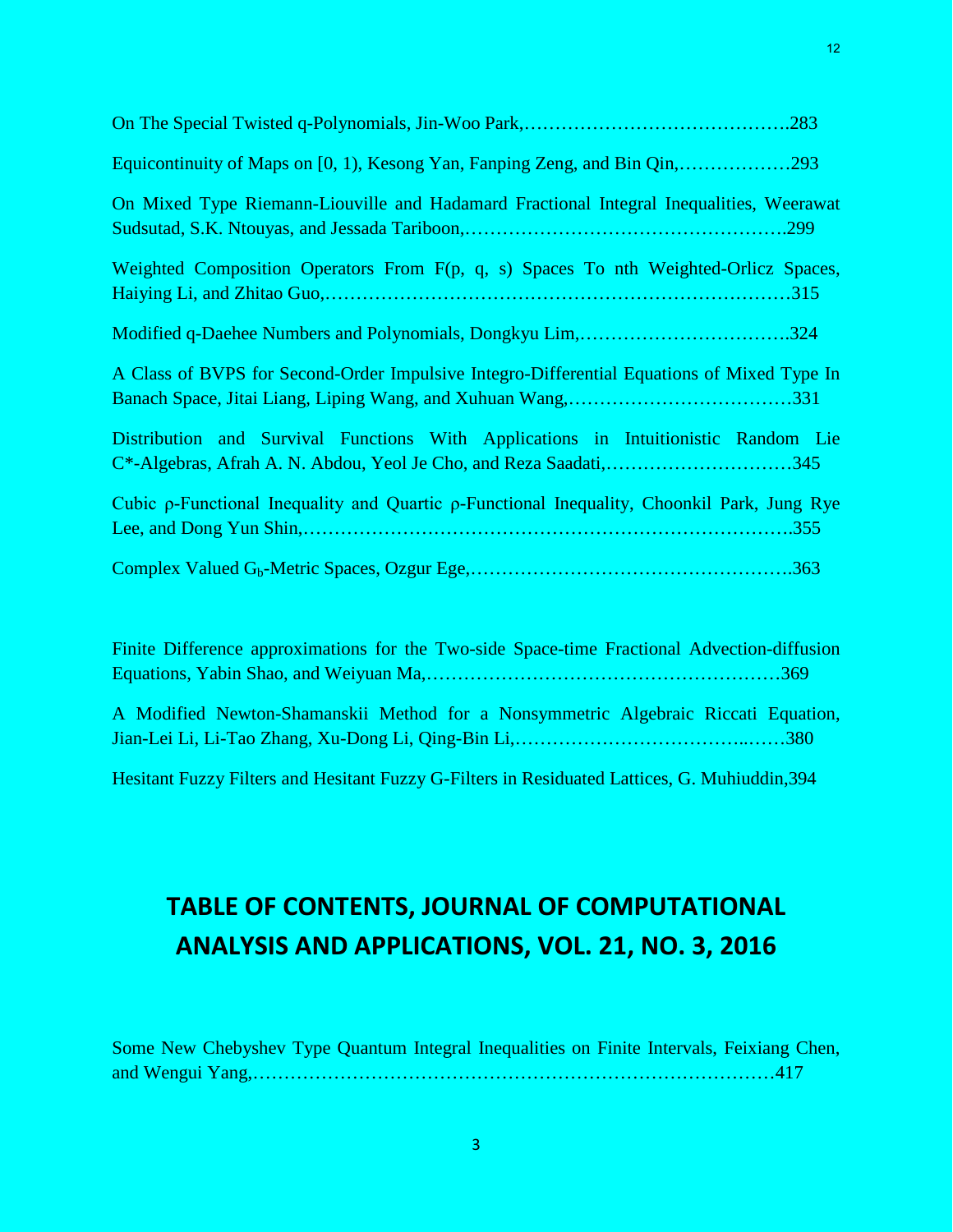On The Special Twisted q-Polynomials, Jin-Woo Park,…………………………………….283

Equicontinuity of Maps on [0, 1), Kesong Yan, Fanping Zeng, and Bin Qin,………………293

On Mixed Type Riemann-Liouville and Hadamard Fractional Integral Inequalities, Weerawat Sudsutad, S.K. Ntouyas, and Jessada Tariboon,…………………………………………….299

Weighted Composition Operators From F(p, q, s) Spaces To nth Weighted-Orlicz Spaces, Haiying Li, and Zhitao Guo,………………………………………………………………315

Modified q-Daehee Numbers and Polynomials, Dongkyu Lim,…………………………….324

A Class of BVPS for Second-Order Impulsive Integro-Differential Equations of Mixed Type In Banach Space, Jitai Liang, Liping Wang, and Xuhuan Wang,………………………………331

Distribution and Survival Functions With Applications in Intuitionistic Random Lie C*-Algebras, Afrah A. N. Abdou, Yeol Je Cho, and Reza Saadati,…………………………345

Cubic ρ-Functional Inequality and Quartic ρ-Functional Inequality, Choonkil Park, Jung Rye Lee, and Dong Yun Shin,…………………………………………………………………….355

Complex Valued $G_b$-Metric Spaces, Ozgur Ege,…………………………………………….363

Finite Difference approximations for the Two-side Space-time Fractional Advection-diffusion Equations, Yabin Shao, and Weiyuan Ma,…………………………………………………369

A Modified Newton-Shamanskii Method for a Nonsymmetric Algebraic Riccati Equation, Jian-Lei Li, Li-Tao Zhang, Xu-Dong Li, Qing-Bin Li,……………………………..……380

Hesitant Fuzzy Filters and Hesitant Fuzzy G-Filters in Residuated Lattices, G. Muhiuddin,394

# TABLE OF CONTENTS, JOURNAL OF COMPUTATIONAL ANALYSIS AND APPLICATIONS, VOL. 21, NO. 3, 2016

Some New Chebyshev Type Quantum Integral Inequalities on Finite Intervals, Feixiang Chen, and Wengui Yang,………………………………………………………………………417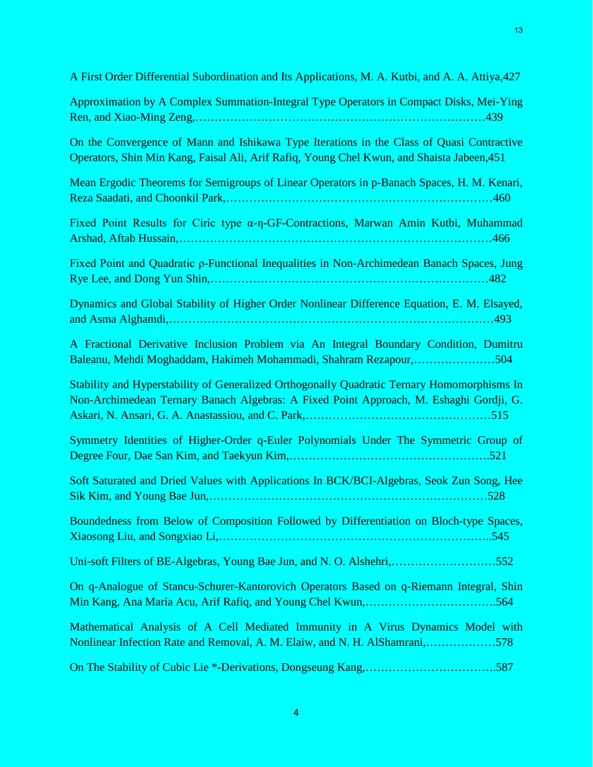A First Order Differential Subordination and Its Applications, M. A. Kutbi, and A. A. Attiya,427

Approximation by A Complex Summation-Integral Type Operators in Compact Disks, Mei-Ying Ren, and Xiao-Ming Zeng,……………………………………………………………………439

On the Convergence of Mann and Ishikawa Type Iterations in the Class of Quasi Contractive Operators, Shin Min Kang, Faisal Ali, Arif Rafiq, Young Chel Kwun, and Shaista Jabeen,451

Mean Ergodic Theorems for Semigroups of Linear Operators in p-Banach Spaces, H. M. Kenari, Reza Saadati, and Choonkil Park,………………………………………………………………460

Fixed Point Results for Ciric type α-η-GF-Contractions, Marwan Amin Kutbi, Muhammad Arshad, Aftab Hussain,…………………………………………………………………………466

Fixed Point and Quadratic ρ-Functional Inequalities in Non-Archimedean Banach Spaces, Jung Rye Lee, and Dong Yun Shin,…………………………………………………………………482

Dynamics and Global Stability of Higher Order Nonlinear Difference Equation, E. M. Elsayed, and Asma Alghamdi,……………………………………………………………………………493

A Fractional Derivative Inclusion Problem via An Integral Boundary Condition, Dumitru Baleanu, Mehdi Moghaddam, Hakimeh Mohammadi, Shahram Rezapour,…………………504

Stability and Hyperstability of Generalized Orthogonally Quadratic Ternary Homomorphisms In Non-Archimedean Ternary Banach Algebras: A Fixed Point Approach, M. Eshaghi Gordji, G. Askari, N. Ansari, G. A. Anastassiou, and C. Park,…………………………………………515

Symmetry Identities of Higher-Order q-Euler Polynomials Under The Symmetric Group of Degree Four, Dae San Kim, and Taekyun Kim,…………………………………………….521

Soft Saturated and Dried Values with Applications In BCK/BCI-Algebras, Seok Zun Song, Hee Sik Kim, and Young Bae Jun,…………………………………………………………………528

Boundedness from Below of Composition Followed by Differentiation on Bloch-type Spaces, Xiaosong Liu, and Songxiao Li,…………………………………………………………………..545

Uni-soft Filters of BE-Algebras, Young Bae Jun, and N. O. Alshehri,………………………552

On q-Analogue of Stancu-Schurer-Kantorovich Operators Based on q-Riemann Integral, Shin Min Kang, Ana Maria Acu, Arif Rafiq, and Young Chel Kwun,…………………………….564

Mathematical Analysis of A Cell Mediated Immunity in A Virus Dynamics Model with Nonlinear Infection Rate and Removal, A. M. Elaiw, and N. H. AlShamrani,………………578

On The Stability of Cubic Lie *-Derivations, Dongseung Kang,…………………………….587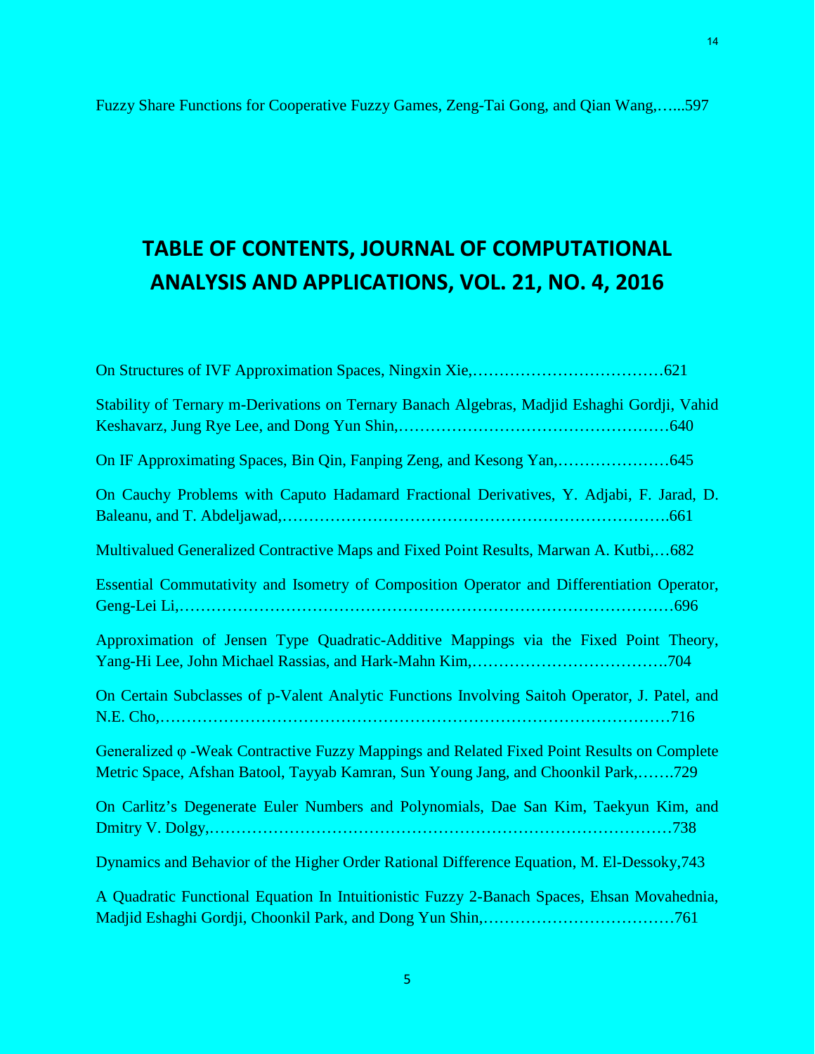Fuzzy Share Functions for Cooperative Fuzzy Games, Zeng-Tai Gong, and Qian Wang,…...597

# TABLE OF CONTENTS, JOURNAL OF COMPUTATIONAL ANALYSIS AND APPLICATIONS, VOL. 21, NO. 4, 2016

On Structures of IVF Approximation Spaces, Ningxin Xie,………………………………621

Stability of Ternary m-Derivations on Ternary Banach Algebras, Madjid Eshaghi Gordji, Vahid Keshavarz, Jung Rye Lee, and Dong Yun Shin,……………………………………………640

On IF Approximating Spaces, Bin Qin, Fanping Zeng, and Kesong Yan,…………………645

On Cauchy Problems with Caputo Hadamard Fractional Derivatives, Y. Adjabi, F. Jarad, D. Baleanu, and T. Abdeljawad,………………………………………………………….661

Multivalued Generalized Contractive Maps and Fixed Point Results, Marwan A. Kutbi,…682

Essential Commutativity and Isometry of Composition Operator and Differentiation Operator, Geng-Lei Li,……………………………………………………………………………696

Approximation of Jensen Type Quadratic-Additive Mappings via the Fixed Point Theory, Yang-Hi Lee, John Michael Rassias, and Hark-Mahn Kim,……………………………….704

On Certain Subclasses of p-Valent Analytic Functions Involving Saitoh Operator, J. Patel, and N.E. Cho,………………………………………………………………………………716

Generalized φ -Weak Contractive Fuzzy Mappings and Related Fixed Point Results on Complete Metric Space, Afshan Batool, Tayyab Kamran, Sun Young Jang, and Choonkil Park,…….729

On Carlitz's Degenerate Euler Numbers and Polynomials, Dae San Kim, Taekyun Kim, and Dmitry V. Dolgy,…………………………………………………………………………738

Dynamics and Behavior of the Higher Order Rational Difference Equation, M. El-Dessoky,743

A Quadratic Functional Equation In Intuitionistic Fuzzy 2-Banach Spaces, Ehsan Movahednia, Madjid Eshaghi Gordji, Choonkil Park, and Dong Yun Shin,………………………………761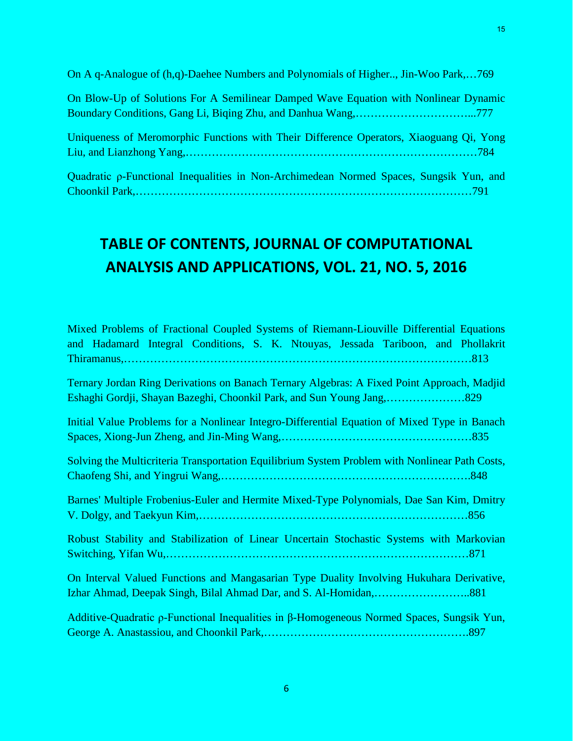On A q-Analogue of (h,q)-Daehee Numbers and Polynomials of Higher.., Jin-Woo Park,…769

On Blow-Up of Solutions For A Semilinear Damped Wave Equation with Nonlinear Dynamic Boundary Conditions, Gang Li, Biqing Zhu, and Danhua Wang,…………………………...777

Uniqueness of Meromorphic Functions with Their Difference Operators, Xiaoguang Qi, Yong Liu, and Lianzhong Yang,……………………………………………………………………784

Quadratic ρ-Functional Inequalities in Non-Archimedean Normed Spaces, Sungsik Yun, and Choonkil Park,………………………………………………………………………………791

## TABLE OF CONTENTS, JOURNAL OF COMPUTATIONAL ANALYSIS AND APPLICATIONS, VOL. 21, NO. 5, 2016

Mixed Problems of Fractional Coupled Systems of Riemann-Liouville Differential Equations and Hadamard Integral Conditions, S. K. Ntouyas, Jessada Tariboon, and Phollakrit Thiramanus,…………………………………………………………………………………813

Ternary Jordan Ring Derivations on Banach Ternary Algebras: A Fixed Point Approach, Madjid Eshaghi Gordji, Shayan Bazeghi, Choonkil Park, and Sun Young Jang,…………………829

Initial Value Problems for a Nonlinear Integro-Differential Equation of Mixed Type in Banach Spaces, Xiong-Jun Zheng, and Jin-Ming Wang,……………………………………………835

Solving the Multicriteria Transportation Equilibrium System Problem with Nonlinear Path Costs, Chaofeng Shi, and Yingrui Wang,……………………………………………………….848

Barnes' Multiple Frobenius-Euler and Hermite Mixed-Type Polynomials, Dae San Kim, Dmitry V. Dolgy, and Taekyun Kim,……………………………………………………………856

Robust Stability and Stabilization of Linear Uncertain Stochastic Systems with Markovian Switching, Yifan Wu,……………………………………………………………………871

On Interval Valued Functions and Mangasarian Type Duality Involving Hukuhara Derivative, Izhar Ahmad, Deepak Singh, Bilal Ahmad Dar, and S. Al-Homidan,……………………..881

Additive-Quadratic ρ-Functional Inequalities in β-Homogeneous Normed Spaces, Sungsik Yun, George A. Anastassiou, and Choonkil Park,……………………………………………….897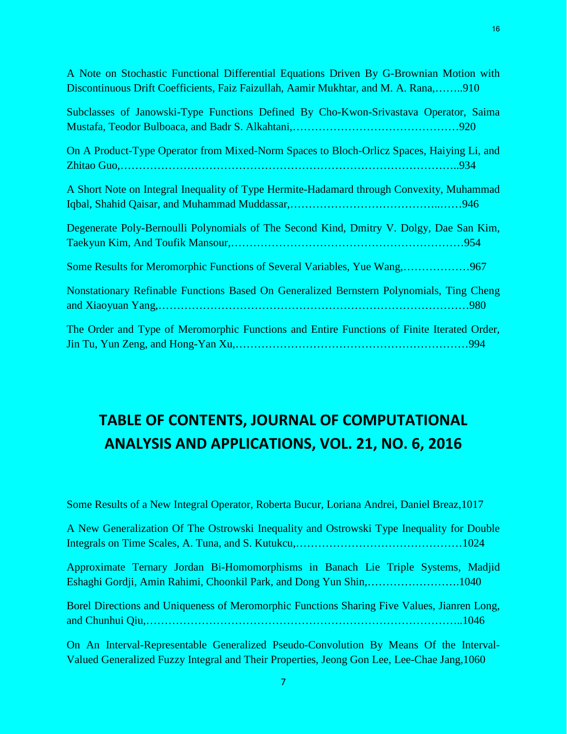A Note on Stochastic Functional Differential Equations Driven By G-Brownian Motion with Discontinuous Drift Coefficients, Faiz Faizullah, Aamir Mukhtar, and M. A. Rana,……..910

Subclasses of Janowski-Type Functions Defined By Cho-Kwon-Srivastava Operator, Saima Mustafa, Teodor Bulboaca, and Badr S. Alkahtani,………………………………………920

On A Product-Type Operator from Mixed-Norm Spaces to Bloch-Orlicz Spaces, Haiying Li, and Zhitao Guo,……………………………………………………………………………..934

A Short Note on Integral Inequality of Type Hermite-Hadamard through Convexity, Muhammad Iqbal, Shahid Qaisar, and Muhammad Muddassar,…………………………………..……946

Degenerate Poly-Bernoulli Polynomials of The Second Kind, Dmitry V. Dolgy, Dae San Kim, Taekyun Kim, And Toufik Mansour,………………………………………………………954

Some Results for Meromorphic Functions of Several Variables, Yue Wang,………………967

Nonstationary Refinable Functions Based On Generalized Bernstern Polynomials, Ting Cheng and Xiaoyuan Yang,…………………………………………………………………………980

The Order and Type of Meromorphic Functions and Entire Functions of Finite Iterated Order, Jin Tu, Yun Zeng, and Hong-Yan Xu,………………………………………………………994

## TABLE OF CONTENTS, JOURNAL OF COMPUTATIONAL ANALYSIS AND APPLICATIONS, VOL. 21, NO. 6, 2016

Some Results of a New Integral Operator, Roberta Bucur, Loriana Andrei, Daniel Breaz,1017

A New Generalization Of The Ostrowski Inequality and Ostrowski Type Inequality for Double Integrals on Time Scales, A. Tuna, and S. Kutukcu,………………………………………1024

Approximate Ternary Jordan Bi-Homomorphisms in Banach Lie Triple Systems, Madjid Eshaghi Gordji, Amin Rahimi, Choonkil Park, and Dong Yun Shin,…………………….1040

Borel Directions and Uniqueness of Meromorphic Functions Sharing Five Values, Jianren Long, and Chunhui Qiu,…………………………………………………………………………..1046

On An Interval-Representable Generalized Pseudo-Convolution By Means Of the Interval-Valued Generalized Fuzzy Integral and Their Properties, Jeong Gon Lee, Lee-Chae Jang,1060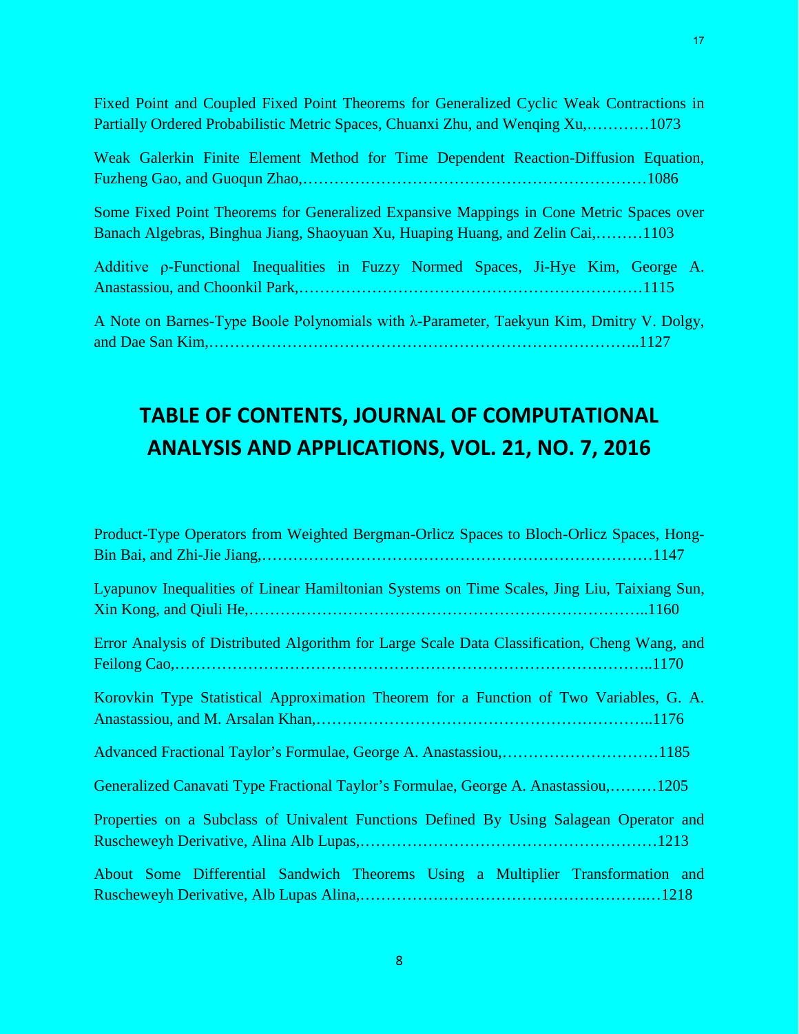Fixed Point and Coupled Fixed Point Theorems for Generalized Cyclic Weak Contractions in Partially Ordered Probabilistic Metric Spaces, Chuanxi Zhu, and Wenqing Xu,…………1073

Weak Galerkin Finite Element Method for Time Dependent Reaction-Diffusion Equation, Fuzheng Gao, and Guoqun Zhao,………………………………………………………1086

Some Fixed Point Theorems for Generalized Expansive Mappings in Cone Metric Spaces over Banach Algebras, Binghua Jiang, Shaoyuan Xu, Huaping Huang, and Zelin Cai,………1103

Additive ρ-Functional Inequalities in Fuzzy Normed Spaces, Ji-Hye Kim, George A. Anastassiou, and Choonkil Park,…………………………………………………………1115

A Note on Barnes-Type Boole Polynomials with λ-Parameter, Taekyun Kim, Dmitry V. Dolgy, and Dae San Kim,……………………………………………………………………..1127

# TABLE OF CONTENTS, JOURNAL OF COMPUTATIONAL ANALYSIS AND APPLICATIONS, VOL. 21, NO. 7, 2016

Product-Type Operators from Weighted Bergman-Orlicz Spaces to Bloch-Orlicz Spaces, Hong-Bin Bai, and Zhi-Jie Jiang,…………………………………………………………………1147

Lyapunov Inequalities of Linear Hamiltonian Systems on Time Scales, Jing Liu, Taixiang Sun, Xin Kong, and Qiuli He,………………………………………………………………..1160

Error Analysis of Distributed Algorithm for Large Scale Data Classification, Cheng Wang, and Feilong Cao,………………………………………………………………………………..1170

Korovkin Type Statistical Approximation Theorem for a Function of Two Variables, G. A. Anastassiou, and M. Arsalan Khan,………………………………………………………..1176

Advanced Fractional Taylor's Formulae, George A. Anastassiou,…………………………1185

Generalized Canavati Type Fractional Taylor's Formulae, George A. Anastassiou,………1205

Properties on a Subclass of Univalent Functions Defined By Using Salagean Operator and Ruscheweyh Derivative, Alina Alb Lupas,…………………………………………………1213

About Some Differential Sandwich Theorems Using a Multiplier Transformation and Ruscheweyh Derivative, Alb Lupas Alina,……………………………………………….…1218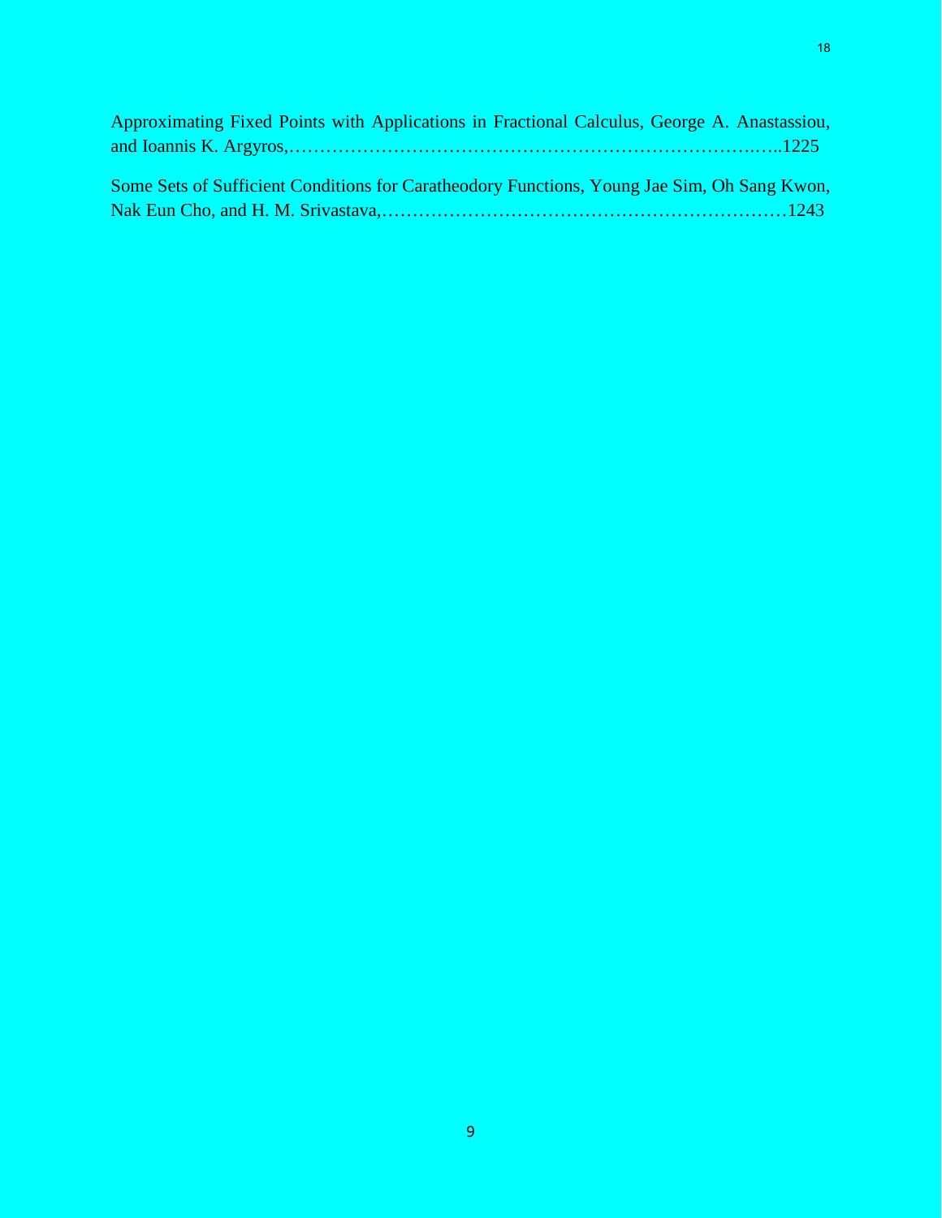Approximating Fixed Points with Applications in Fractional Calculus, George A. Anastassiou, and Ioannis K. Argyros,………………………………………………………………….…..1225

Some Sets of Sufficient Conditions for Caratheodory Functions, Young Jae Sim, Oh Sang Kwon, Nak Eun Cho, and H. M. Srivastava,…………………………………………………………1243